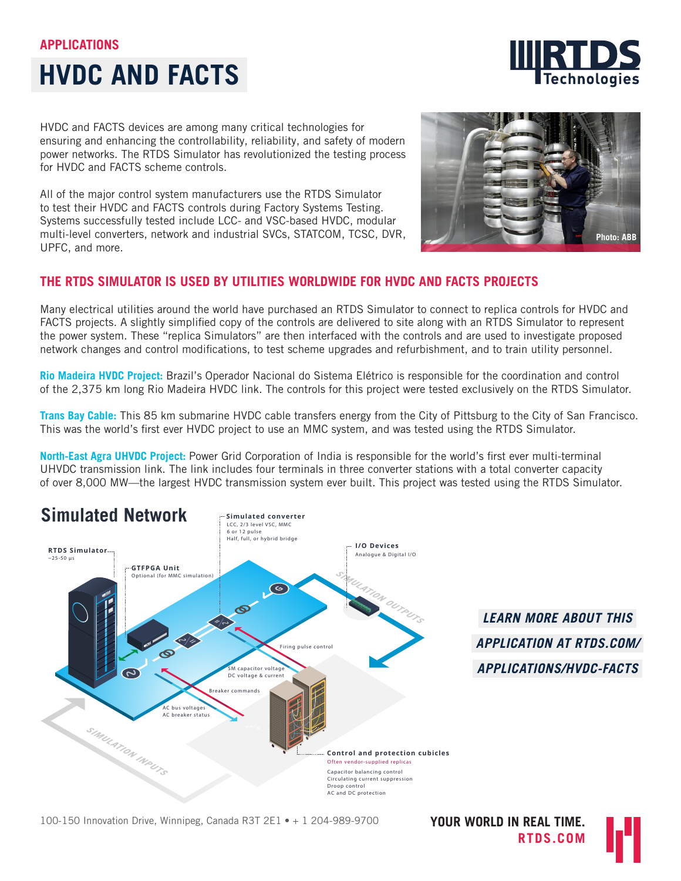APPLICATIONS

# HVDC AND FACTS

HVDC and FACTS devices are among many critical technologies for ensuring and enhancing the controllability, reliability, and safety of modern power networks. The RTDS Simulator has revolutionized the testing process for HVDC and FACTS scheme controls.

All of the major control system manufacturers use the RTDS Simulator to test their HVDC and FACTS controls during Factory Systems Testing. Systems successfully tested include LCC- and VSC-based HVDC, modular multi-level converters, network and industrial SVCs, STATCOM, TCSC, DVR, UPFC, and more.

Photo: ABB

## THE RTDS SIMULATOR IS USED BY UTILITIES WORLDWIDE FOR HVDC AND FACTS PROJECTS

Many electrical utilities around the world have purchased an RTDS Simulator to connect to replica controls for HVDC and FACTS projects. A slightly simplified copy of the controls are delivered to site along with an RTDS Simulator to represent the power system. These "replica Simulators" are then interfaced with the controls and are used to investigate proposed network changes and control modifications, to test scheme upgrades and refurbishment, and to train utility personnel.

**Rio Madeira HVDC Project:** Brazil's Operador Nacional do Sistema Elétrico is responsible for the coordination and control of the 2,375 km long Rio Madeira HVDC link. The controls for this project were tested exclusively on the RTDS Simulator.

**Trans Bay Cable:** This 85 km submarine HVDC cable transfers energy from the City of Pittsburg to the City of San Francisco. This was the world's first ever HVDC project to use an MMC system, and was tested using the RTDS Simulator.

**North-East Agra UHVDC Project:** Power Grid Corporation of India is responsible for the world's first ever multi-terminal UHVDC transmission link. The link includes four terminals in three converter stations with a total converter capacity of over 8,000 MW—the largest HVDC transmission system ever built. This project was tested using the RTDS Simulator.

## Simulated Network

- **RTDS Simulator** ~25-50 µs
- **GTFPGA Unit** Optional (for MMC simulation)
- **Simulated converter** LCC, 2/3 level VSC, MMC; 6 or 12 pulse; Half, full, or hybrid bridge
- **I/O Devices** Analogue & Digital I/O
- SIMULATION OUTPUTS
- Firing pulse control
- SM capacitor voltage; DC voltage & current
- Breaker commands
- AC bus voltages; AC breaker status
- SIMULATION INPUTS
- **Control and protection cubicles** Often vendor-supplied replicas; Capacitor balancing control; Circulating current suppression; Droop control; AC and DC protection

*LEARN MORE ABOUT THIS APPLICATION AT RTDS.COM/APPLICATIONS/HVDC-FACTS*

100-150 Innovation Drive, Winnipeg, Canada R3T 2E1 • + 1 204-989-9700

YOUR WORLD IN REAL TIME. RTDS.COM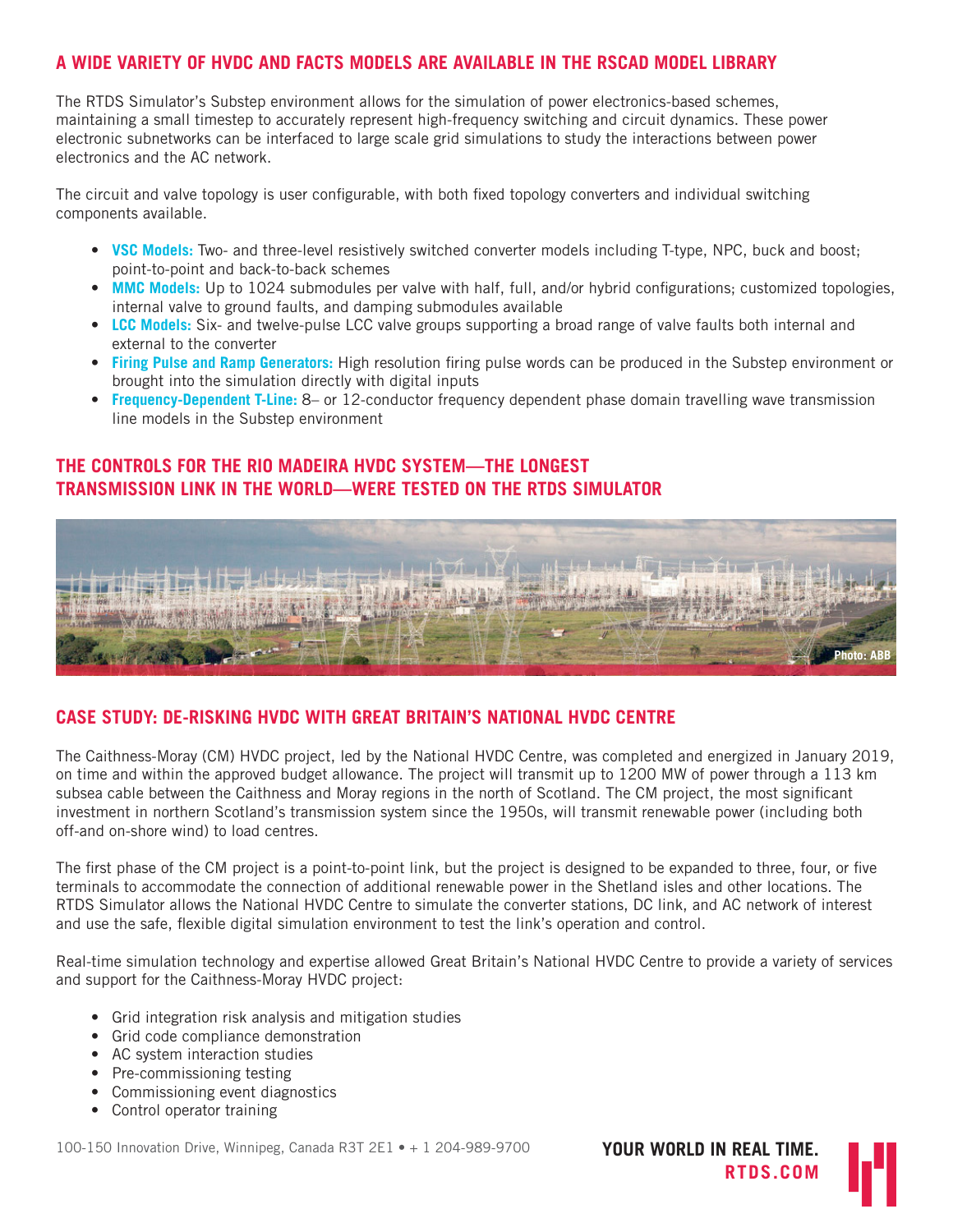## A WIDE VARIETY OF HVDC AND FACTS MODELS ARE AVAILABLE IN THE RSCAD MODEL LIBRARY

The RTDS Simulator's Substep environment allows for the simulation of power electronics-based schemes, maintaining a small timestep to accurately represent high-frequency switching and circuit dynamics. These power electronic subnetworks can be interfaced to large scale grid simulations to study the interactions between power electronics and the AC network.

The circuit and valve topology is user configurable, with both fixed topology converters and individual switching components available.

- **VSC Models:** Two- and three-level resistively switched converter models including T-type, NPC, buck and boost; point-to-point and back-to-back schemes
- **MMC Models:** Up to 1024 submodules per valve with half, full, and/or hybrid configurations; customized topologies, internal valve to ground faults, and damping submodules available
- **LCC Models:** Six- and twelve-pulse LCC valve groups supporting a broad range of valve faults both internal and external to the converter
- **Firing Pulse and Ramp Generators:** High resolution firing pulse words can be produced in the Substep environment or brought into the simulation directly with digital inputs
- **Frequency-Dependent T-Line:** 8– or 12-conductor frequency dependent phase domain travelling wave transmission line models in the Substep environment

## THE CONTROLS FOR THE RIO MADEIRA HVDC SYSTEM—THE LONGEST TRANSMISSION LINK IN THE WORLD—WERE TESTED ON THE RTDS SIMULATOR

Photo: ABB

## CASE STUDY: DE-RISKING HVDC WITH GREAT BRITAIN'S NATIONAL HVDC CENTRE

The Caithness-Moray (CM) HVDC project, led by the National HVDC Centre, was completed and energized in January 2019, on time and within the approved budget allowance. The project will transmit up to 1200 MW of power through a 113 km subsea cable between the Caithness and Moray regions in the north of Scotland. The CM project, the most significant investment in northern Scotland's transmission system since the 1950s, will transmit renewable power (including both off-and on-shore wind) to load centres.

The first phase of the CM project is a point-to-point link, but the project is designed to be expanded to three, four, or five terminals to accommodate the connection of additional renewable power in the Shetland isles and other locations. The RTDS Simulator allows the National HVDC Centre to simulate the converter stations, DC link, and AC network of interest and use the safe, flexible digital simulation environment to test the link's operation and control.

Real-time simulation technology and expertise allowed Great Britain's National HVDC Centre to provide a variety of services and support for the Caithness-Moray HVDC project:

- Grid integration risk analysis and mitigation studies
- Grid code compliance demonstration
- AC system interaction studies
- Pre-commissioning testing
- Commissioning event diagnostics
- Control operator training

100-150 Innovation Drive, Winnipeg, Canada R3T 2E1 • + 1 204-989-9700

**YOUR WORLD IN REAL TIME.**
**RTDS.COM**